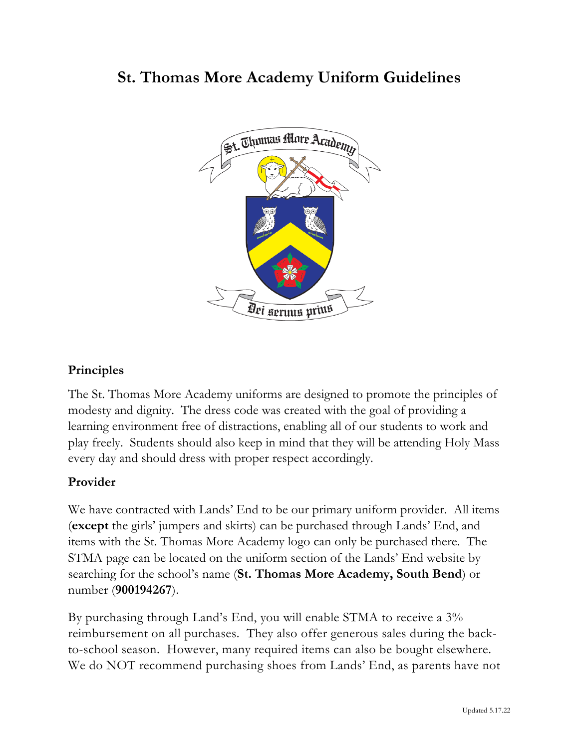# St. Thomas More Academy Uniform Guidelines

## Principles

The St. Thomas More Academy uniforms are designed to promote the principles of modesty and dignity. The dress code was created with the goal of providing a learning environment free of distractions, enabling all of our students to work and play freely. Students should also keep in mind that they will be attending Holy Mass every day and should dress with proper respect accordingly.

## Provider

We have contracted with Lands' End to be our primary uniform provider. All items (**except** the girls' jumpers and skirts) can be purchased through Lands' End, and items with the St. Thomas More Academy logo can only be purchased there. The STMA page can be located on the uniform section of the Lands' End website by searching for the school's name (**St. Thomas More Academy, South Bend**) or number (**900194267**).

By purchasing through Land's End, you will enable STMA to receive a 3% reimbursement on all purchases. They also offer generous sales during the back-to-school season. However, many required items can also be bought elsewhere. We do NOT recommend purchasing shoes from Lands' End, as parents have not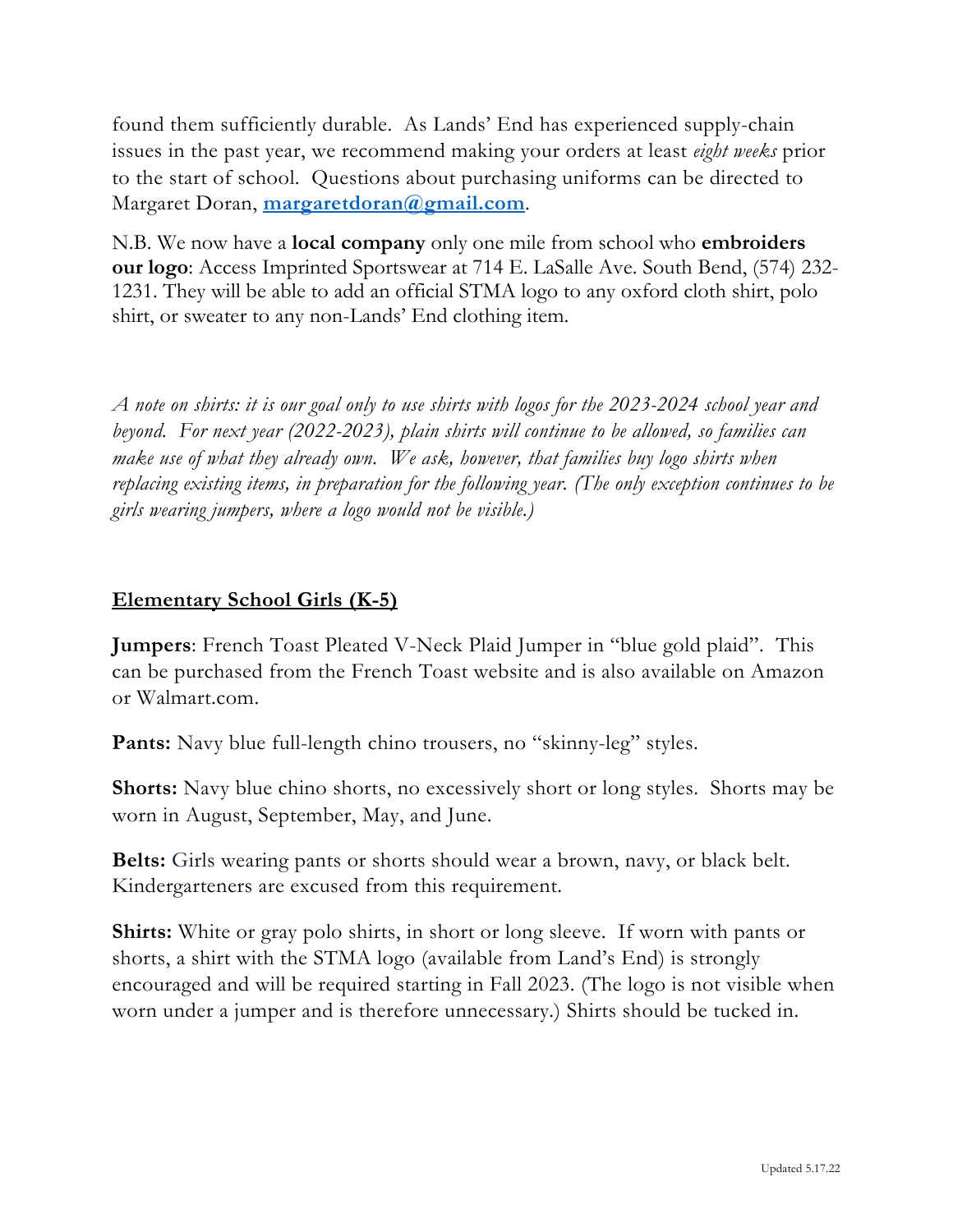found them sufficiently durable. As Lands' End has experienced supply-chain issues in the past year, we recommend making your orders at least *eight weeks* prior to the start of school. Questions about purchasing uniforms can be directed to Margaret Doran, **[margaretdoran@gmail.com](mailto:margaretdoran@gmail.com)**.

N.B. We now have a **local company** only one mile from school who **embroiders our logo**: Access Imprinted Sportswear at 714 E. LaSalle Ave. South Bend, (574) 232-1231. They will be able to add an official STMA logo to any oxford cloth shirt, polo shirt, or sweater to any non-Lands' End clothing item.

*A note on shirts: it is our goal only to use shirts with logos for the 2023-2024 school year and beyond. For next year (2022-2023), plain shirts will continue to be allowed, so families can make use of what they already own. We ask, however, that families buy logo shirts when replacing existing items, in preparation for the following year. (The only exception continues to be girls wearing jumpers, where a logo would not be visible.)*

## Elementary School Girls (K-5)

**Jumpers**: French Toast Pleated V-Neck Plaid Jumper in "blue gold plaid". This can be purchased from the French Toast website and is also available on Amazon or Walmart.com.

**Pants:** Navy blue full-length chino trousers, no "skinny-leg" styles.

**Shorts:** Navy blue chino shorts, no excessively short or long styles. Shorts may be worn in August, September, May, and June.

**Belts:** Girls wearing pants or shorts should wear a brown, navy, or black belt. Kindergarteners are excused from this requirement.

**Shirts:** White or gray polo shirts, in short or long sleeve. If worn with pants or shorts, a shirt with the STMA logo (available from Land's End) is strongly encouraged and will be required starting in Fall 2023. (The logo is not visible when worn under a jumper and is therefore unnecessary.) Shirts should be tucked in.

Updated 5.17.22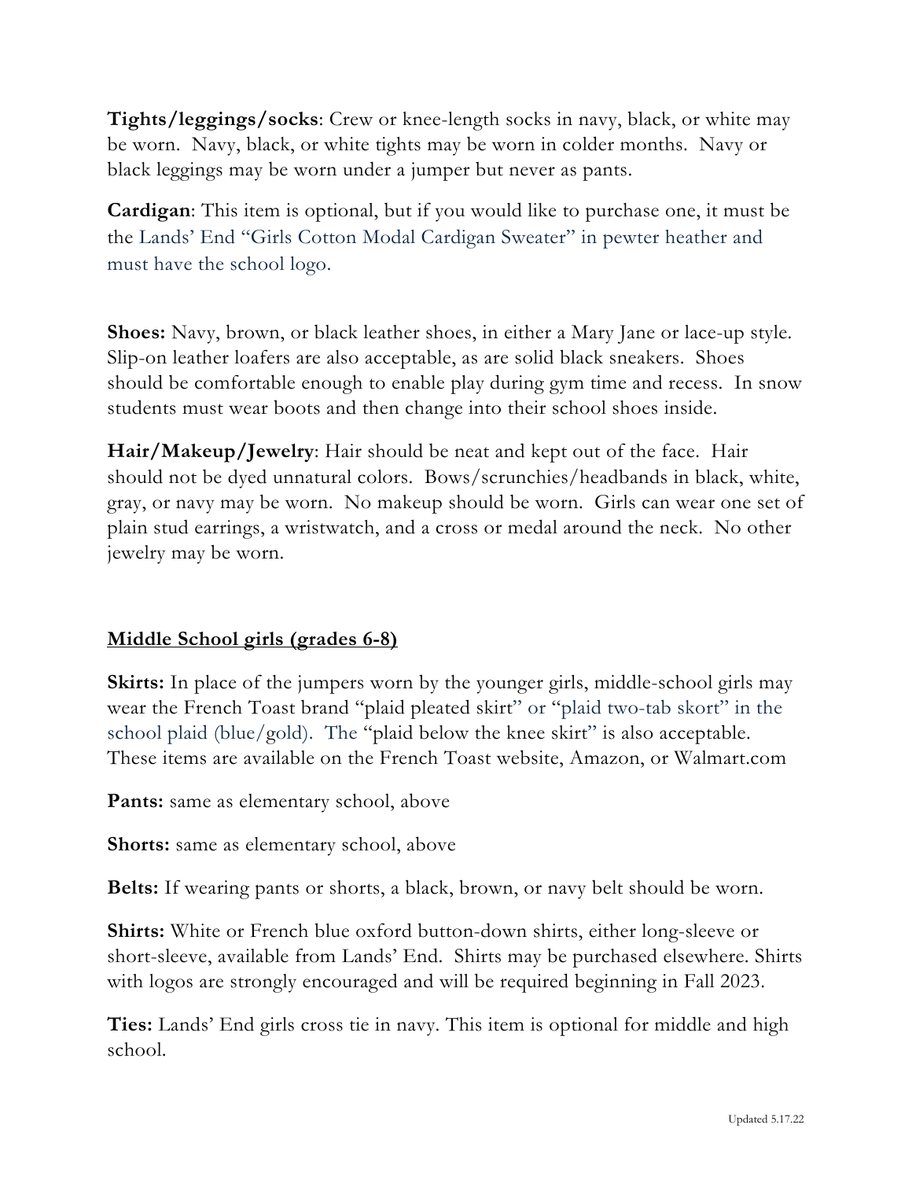**Tights/leggings/socks**: Crew or knee-length socks in navy, black, or white may be worn. Navy, black, or white tights may be worn in colder months. Navy or black leggings may be worn under a jumper but never as pants.

**Cardigan**: This item is optional, but if you would like to purchase one, it must be the Lands' End "Girls Cotton Modal Cardigan Sweater" in pewter heather and must have the school logo.

**Shoes:** Navy, brown, or black leather shoes, in either a Mary Jane or lace-up style. Slip-on leather loafers are also acceptable, as are solid black sneakers. Shoes should be comfortable enough to enable play during gym time and recess. In snow students must wear boots and then change into their school shoes inside.

**Hair/Makeup/Jewelry**: Hair should be neat and kept out of the face. Hair should not be dyed unnatural colors. Bows/scrunchies/headbands in black, white, gray, or navy may be worn. No makeup should be worn. Girls can wear one set of plain stud earrings, a wristwatch, and a cross or medal around the neck. No other jewelry may be worn.

## Middle School girls (grades 6-8)

**Skirts:** In place of the jumpers worn by the younger girls, middle-school girls may wear the French Toast brand "plaid pleated skirt" or "plaid two-tab skort" in the school plaid (blue/gold). The "plaid below the knee skirt" is also acceptable. These items are available on the French Toast website, Amazon, or Walmart.com

**Pants:** same as elementary school, above

**Shorts:** same as elementary school, above

**Belts:** If wearing pants or shorts, a black, brown, or navy belt should be worn.

**Shirts:** White or French blue oxford button-down shirts, either long-sleeve or short-sleeve, available from Lands' End. Shirts may be purchased elsewhere. Shirts with logos are strongly encouraged and will be required beginning in Fall 2023.

**Ties:** Lands' End girls cross tie in navy. This item is optional for middle and high school.

Updated 5.17.22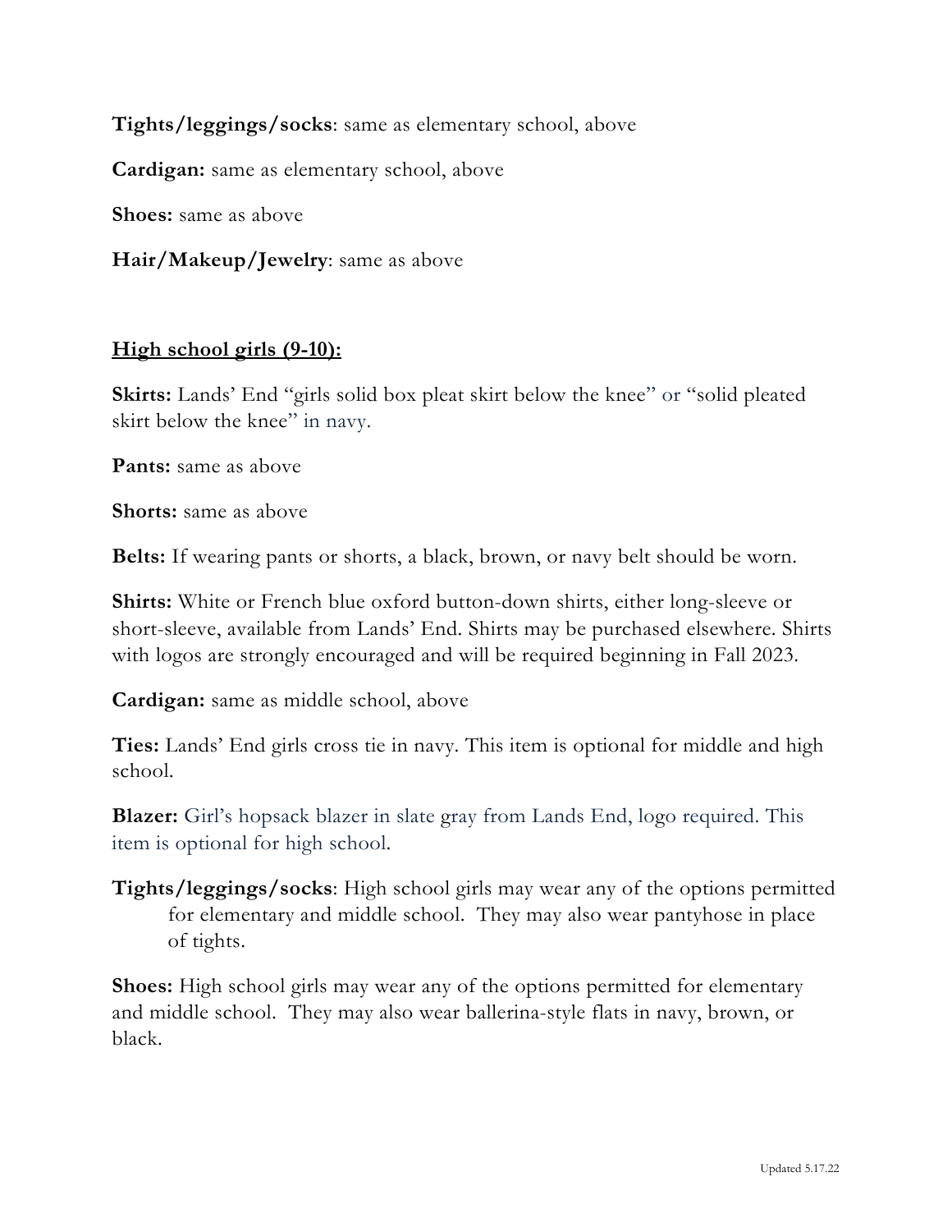**Tights/leggings/socks**: same as elementary school, above

**Cardigan:** same as elementary school, above

**Shoes:** same as above

**Hair/Makeup/Jewelry**: same as above

**High school girls (9-10):**

**Skirts:** Lands' End "girls solid box pleat skirt below the knee" or "solid pleated skirt below the knee" in navy.

**Pants:** same as above

**Shorts:** same as above

**Belts:** If wearing pants or shorts, a black, brown, or navy belt should be worn.

**Shirts:** White or French blue oxford button-down shirts, either long-sleeve or short-sleeve, available from Lands' End. Shirts may be purchased elsewhere. Shirts with logos are strongly encouraged and will be required beginning in Fall 2023.

**Cardigan:** same as middle school, above

**Ties:** Lands' End girls cross tie in navy. This item is optional for middle and high school.

**Blazer:** Girl's hopsack blazer in slate gray from Lands End, logo required. This item is optional for high school.

**Tights/leggings/socks**: High school girls may wear any of the options permitted for elementary and middle school. They may also wear pantyhose in place of tights.

**Shoes:** High school girls may wear any of the options permitted for elementary and middle school. They may also wear ballerina-style flats in navy, brown, or black.

Updated 5.17.22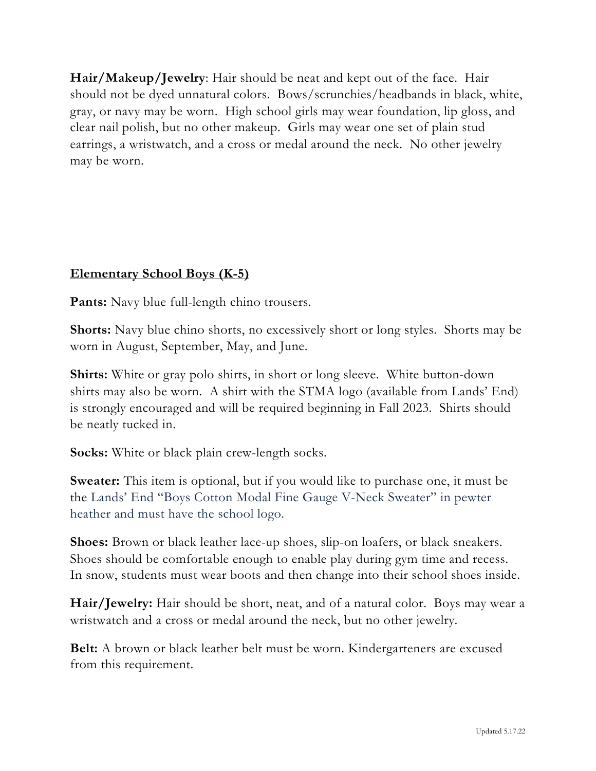**Hair/Makeup/Jewelry**: Hair should be neat and kept out of the face. Hair should not be dyed unnatural colors. Bows/scrunchies/headbands in black, white, gray, or navy may be worn. High school girls may wear foundation, lip gloss, and clear nail polish, but no other makeup. Girls may wear one set of plain stud earrings, a wristwatch, and a cross or medal around the neck. No other jewelry may be worn.

## Elementary School Boys (K-5)

**Pants:** Navy blue full-length chino trousers.

**Shorts:** Navy blue chino shorts, no excessively short or long styles. Shorts may be worn in August, September, May, and June.

**Shirts:** White or gray polo shirts, in short or long sleeve. White button-down shirts may also be worn. A shirt with the STMA logo (available from Lands' End) is strongly encouraged and will be required beginning in Fall 2023. Shirts should be neatly tucked in.

**Socks:** White or black plain crew-length socks.

**Sweater:** This item is optional, but if you would like to purchase one, it must be the Lands' End "Boys Cotton Modal Fine Gauge V-Neck Sweater" in pewter heather and must have the school logo.

**Shoes:** Brown or black leather lace-up shoes, slip-on loafers, or black sneakers. Shoes should be comfortable enough to enable play during gym time and recess. In snow, students must wear boots and then change into their school shoes inside.

**Hair/Jewelry:** Hair should be short, neat, and of a natural color. Boys may wear a wristwatch and a cross or medal around the neck, but no other jewelry.

**Belt:** A brown or black leather belt must be worn. Kindergarteners are excused from this requirement.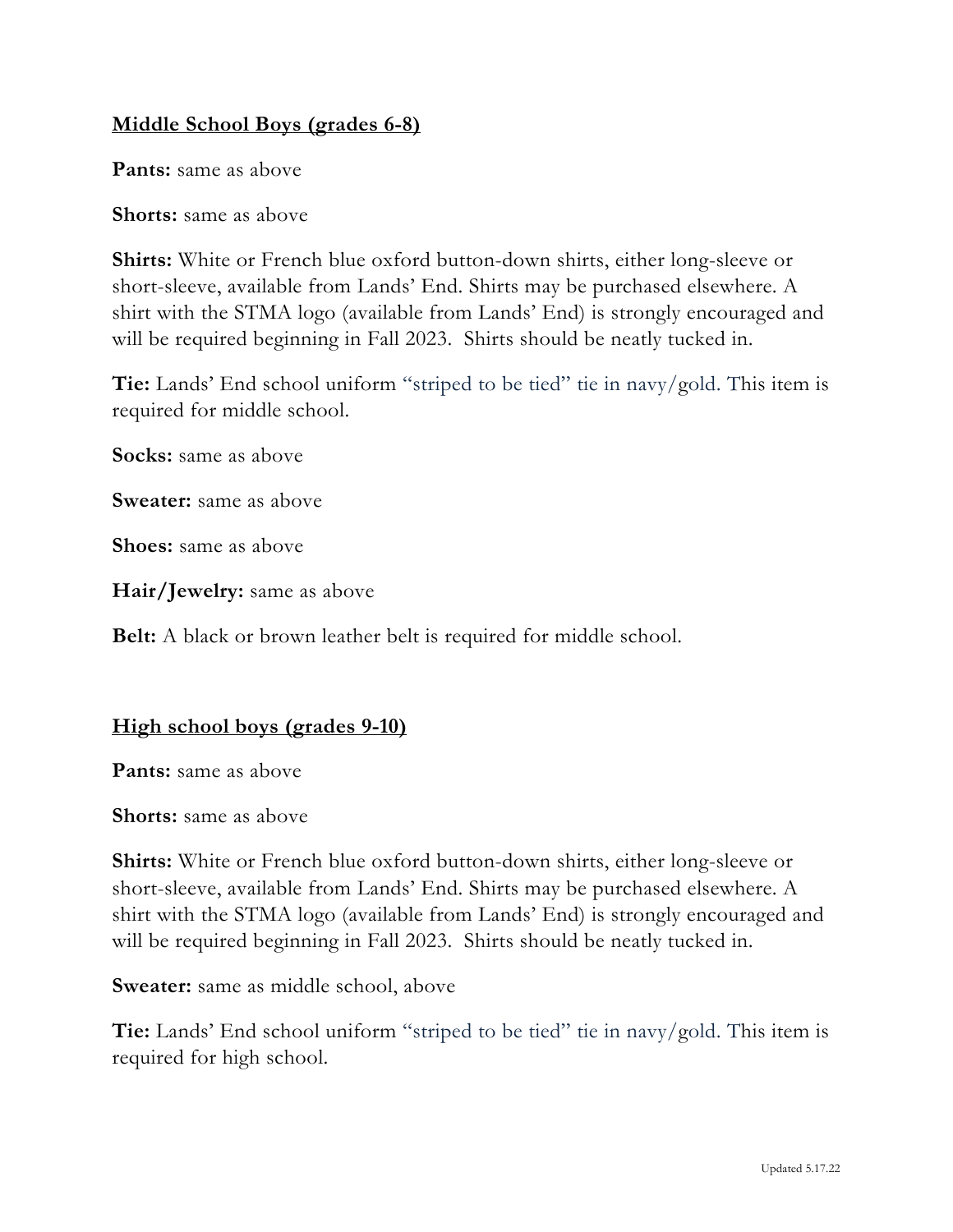## Middle School Boys (grades 6-8)

**Pants:** same as above

**Shorts:** same as above

**Shirts:** White or French blue oxford button-down shirts, either long-sleeve or short-sleeve, available from Lands' End. Shirts may be purchased elsewhere. A shirt with the STMA logo (available from Lands' End) is strongly encouraged and will be required beginning in Fall 2023. Shirts should be neatly tucked in.

**Tie:** Lands' End school uniform "striped to be tied" tie in navy/gold. This item is required for middle school.

**Socks:** same as above

**Sweater:** same as above

**Shoes:** same as above

**Hair/Jewelry:** same as above

**Belt:** A black or brown leather belt is required for middle school.

## High school boys (grades 9-10)

**Pants:** same as above

**Shorts:** same as above

**Shirts:** White or French blue oxford button-down shirts, either long-sleeve or short-sleeve, available from Lands' End. Shirts may be purchased elsewhere. A shirt with the STMA logo (available from Lands' End) is strongly encouraged and will be required beginning in Fall 2023. Shirts should be neatly tucked in.

**Sweater:** same as middle school, above

**Tie:** Lands' End school uniform "striped to be tied" tie in navy/gold. This item is required for high school.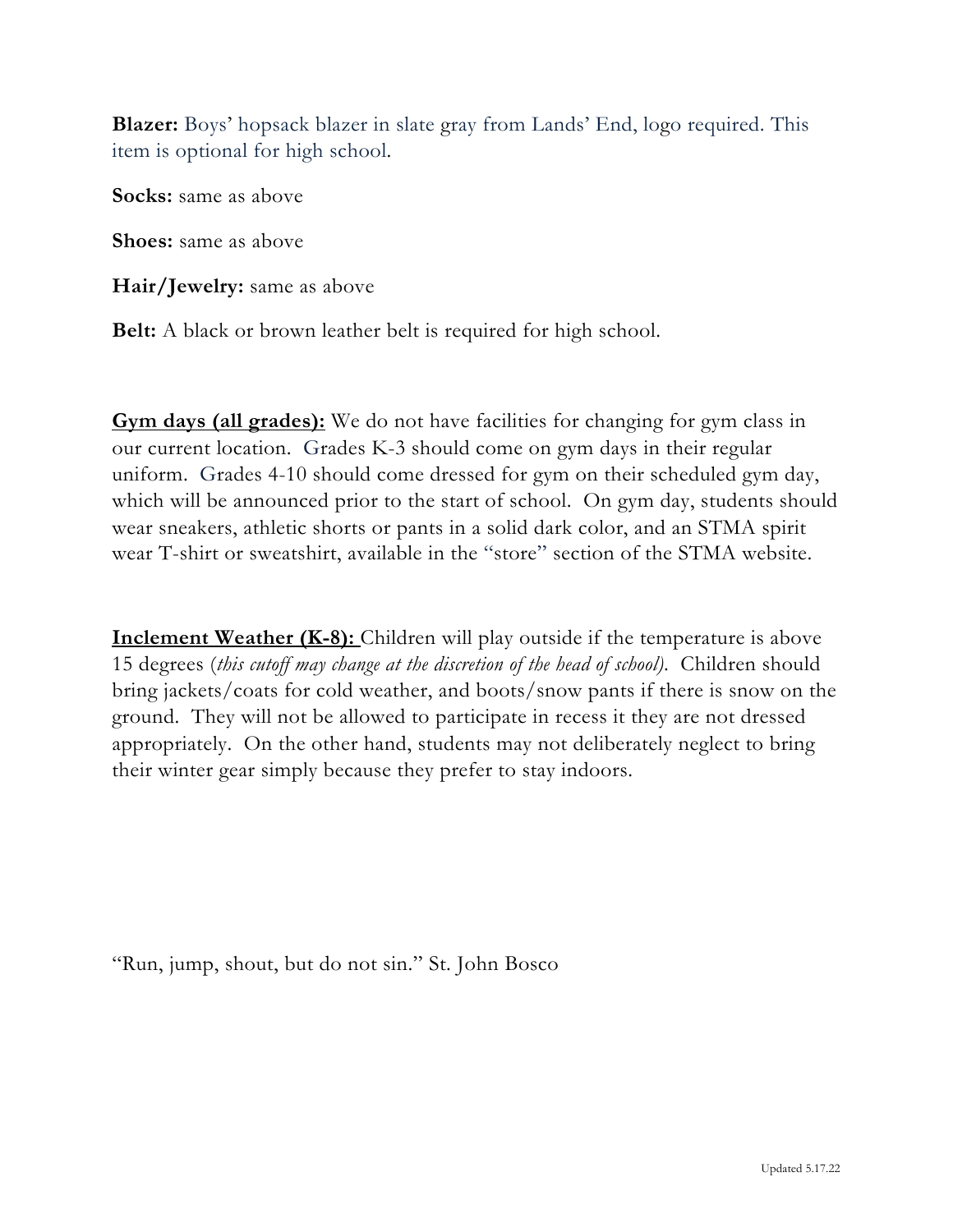**Blazer:** Boys' hopsack blazer in slate gray from Lands' End, logo required. This item is optional for high school.

**Socks:** same as above

**Shoes:** same as above

**Hair/Jewelry:** same as above

**Belt:** A black or brown leather belt is required for high school.

**<u>Gym days (all grades):</u>** We do not have facilities for changing for gym class in our current location. Grades K-3 should come on gym days in their regular uniform. Grades 4-10 should come dressed for gym on their scheduled gym day, which will be announced prior to the start of school. On gym day, students should wear sneakers, athletic shorts or pants in a solid dark color, and an STMA spirit wear T-shirt or sweatshirt, available in the "store" section of the STMA website.

**<u>Inclement Weather (K-8):</u>** Children will play outside if the temperature is above 15 degrees (*this cutoff may change at the discretion of the head of school)*. Children should bring jackets/coats for cold weather, and boots/snow pants if there is snow on the ground. They will not be allowed to participate in recess it they are not dressed appropriately. On the other hand, students may not deliberately neglect to bring their winter gear simply because they prefer to stay indoors.

"Run, jump, shout, but do not sin." St. John Bosco

Updated 5.17.22